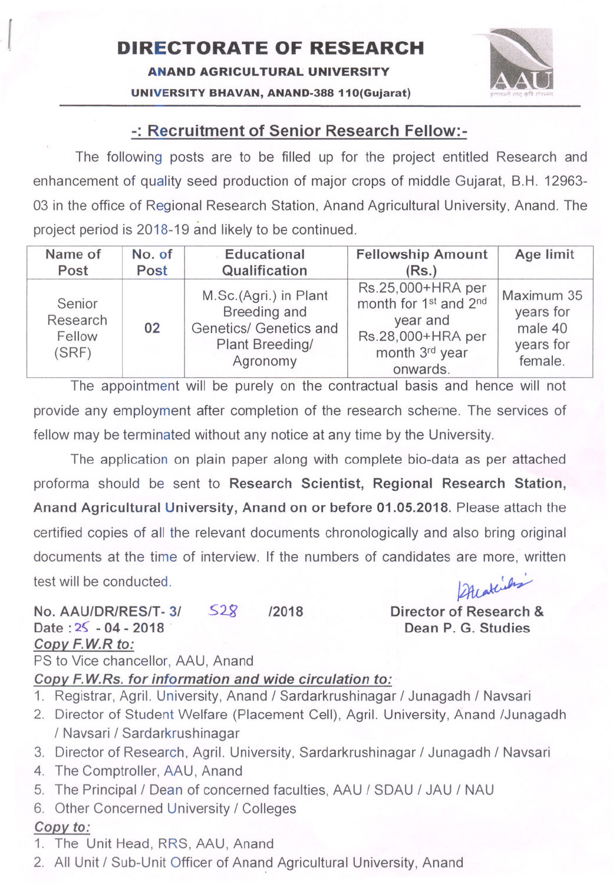# DIRECTORATE OF RESEARCH

**ANAND AGRICULTURAL UNIVERSITY**

**UNIVERSITY BHAVAN, ANAND-388 110(Gujarat)**

## -: Recruitment of Senior Research Fellow:-

The following posts are to be filled up for the project entitled Research and enhancement of quality seed production of major crops of middle Gujarat, B.H. 12963-03 in the office of Regional Research Station, Anand Agricultural University, Anand. The project period is 2018-19 and likely to be continued.

| Name of Post | No. of Post | Educational Qualification | Fellowship Amount (Rs.) | Age limit |
|---|---|---|---|---|
| Senior Research Fellow (SRF) | 02 | M.Sc.(Agri.) in Plant Breeding and Genetics/ Genetics and Plant Breeding/ Agronomy | Rs.25,000+HRA per month for 1st and 2nd year and Rs.28,000+HRA per month 3rd year onwards. | Maximum 35 years for male 40 years for female. |

The appointment will be purely on the contractual basis and hence will not provide any employment after completion of the research scheme. The services of fellow may be terminated without any notice at any time by the University.

The application on plain paper along with complete bio-data as per attached proforma should be sent to **Research Scientist, Regional Research Station, Anand Agricultural University, Anand on or before 01.05.2018**. Please attach the certified copies of all the relevant documents chronologically and also bring original documents at the time of interview. If the numbers of candidates are more, written test will be conducted.

**No. AAU/DR/RES/T- 3/ 528 /2018**
**Date : 25 - 04 - 2018**

**Director of Research &**
**Dean P. G. Studies**

***Copy F.W.R to:***

PS to Vice chancellor, AAU, Anand

***Copy F.W.Rs. for information and wide circulation to:***

1. Registrar, Agril. University, Anand / Sardarkrushinagar / Junagadh / Navsari
2. Director of Student Welfare (Placement Cell), Agril. University, Anand /Junagadh / Navsari / Sardarkrushinagar
3. Director of Research, Agril. University, Sardarkrushinagar / Junagadh / Navsari
4. The Comptroller, AAU, Anand
5. The Principal / Dean of concerned faculties, AAU / SDAU / JAU / NAU
6. Other Concerned University / Colleges

***Copy to:***

1. The Unit Head, RRS, AAU, Anand
2. All Unit / Sub-Unit Officer of Anand Agricultural University, Anand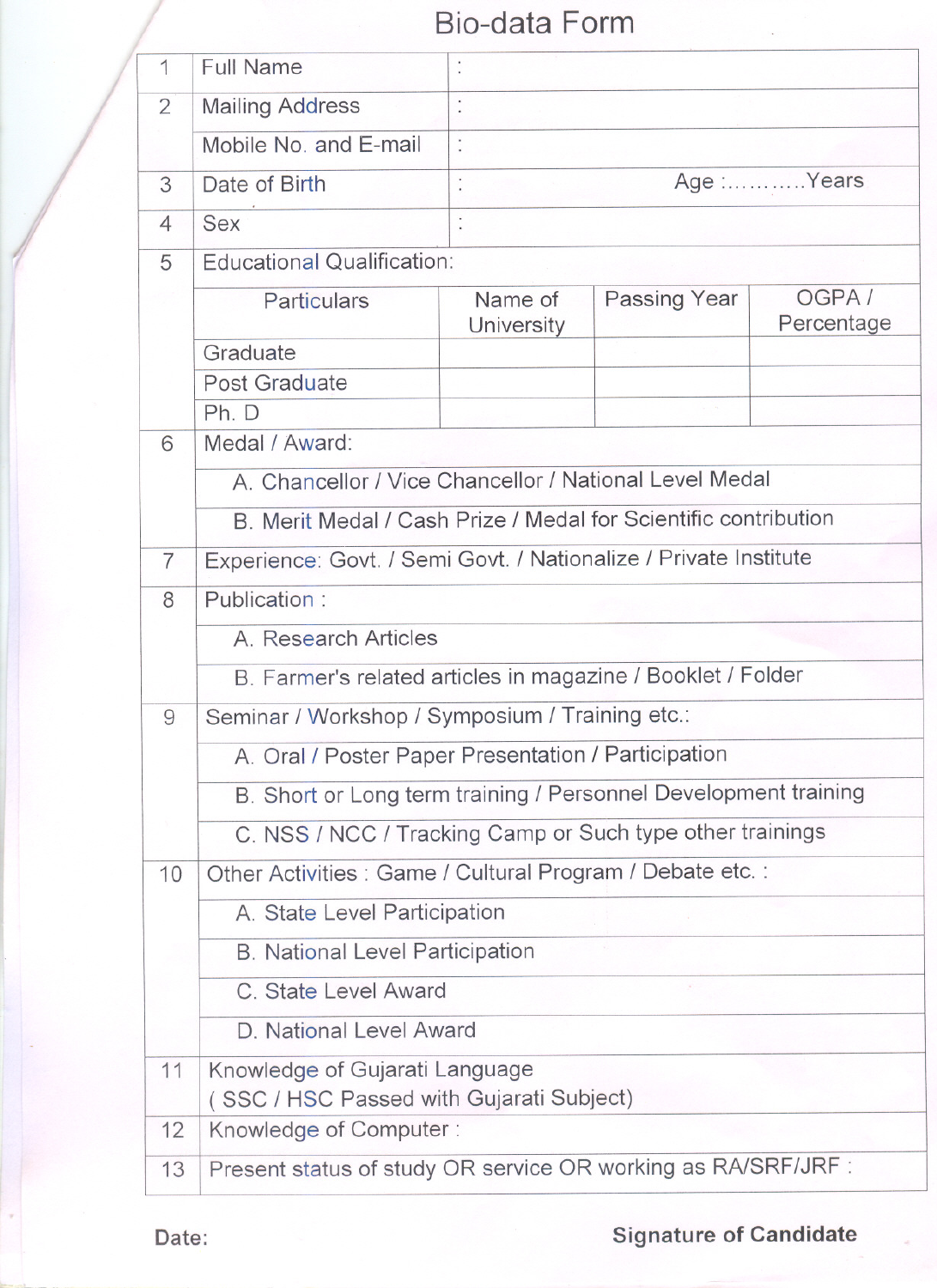# Bio-data Form

| | | |
|---|---|---|
| 1 | Full Name | : |
| 2 | Mailing Address | : |
| | Mobile No. and E-mail | : |
| 3 | Date of Birth | : Age :..........Years |
| 4 | Sex | : |
| 5 | Educational Qualification: | |

| Particulars | Name of University | Passing Year | OGPA / Percentage |
|---|---|---|---|
| Graduate | | | |
| Post Graduate | | | |
| Ph. D | | | |

| | |
|---|---|
| 6 | Medal / Award: |
| | A. Chancellor / Vice Chancellor / National Level Medal |
| | B. Merit Medal / Cash Prize / Medal for Scientific contribution |
| 7 | Experience: Govt. / Semi Govt. / Nationalize / Private Institute |
| 8 | Publication : |
| | A. Research Articles |
| | B. Farmer's related articles in magazine / Booklet / Folder |
| 9 | Seminar / Workshop / Symposium / Training etc.: |
| | A. Oral / Poster Paper Presentation / Participation |
| | B. Short or Long term training / Personnel Development training |
| | C. NSS / NCC / Tracking Camp or Such type other trainings |
| 10 | Other Activities : Game / Cultural Program / Debate etc. : |
| | A. State Level Participation |
| | B. National Level Participation |
| | C. State Level Award |
| | D. National Level Award |
| 11 | Knowledge of Gujarati Language ( SSC / HSC Passed with Gujarati Subject) |
| 12 | Knowledge of Computer : |
| 13 | Present status of study OR service OR working as RA/SRF/JRF : |

Date:

**Signature of Candidate**